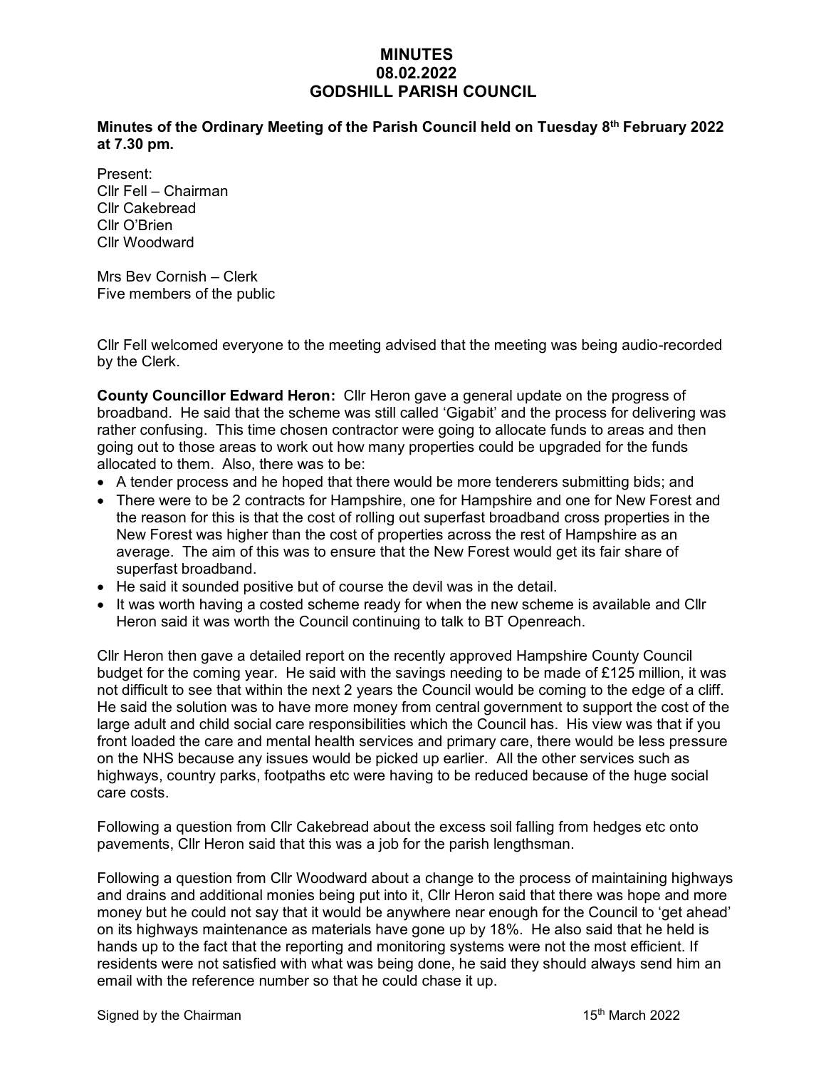# MINUTES
# 08.02.2022
# GODSHILL PARISH COUNCIL

**Minutes of the Ordinary Meeting of the Parish Council held on Tuesday 8th February 2022 at 7.30 pm.**

Present:
Cllr Fell – Chairman
Cllr Cakebread
Cllr O'Brien
Cllr Woodward

Mrs Bev Cornish – Clerk
Five members of the public

Cllr Fell welcomed everyone to the meeting advised that the meeting was being audio-recorded by the Clerk.

**County Councillor Edward Heron:** Cllr Heron gave a general update on the progress of broadband. He said that the scheme was still called 'Gigabit' and the process for delivering was rather confusing. This time chosen contractor were going to allocate funds to areas and then going out to those areas to work out how many properties could be upgraded for the funds allocated to them. Also, there was to be:

- A tender process and he hoped that there would be more tenderers submitting bids; and
- There were to be 2 contracts for Hampshire, one for Hampshire and one for New Forest and the reason for this is that the cost of rolling out superfast broadband cross properties in the New Forest was higher than the cost of properties across the rest of Hampshire as an average. The aim of this was to ensure that the New Forest would get its fair share of superfast broadband.
- He said it sounded positive but of course the devil was in the detail.
- It was worth having a costed scheme ready for when the new scheme is available and Cllr Heron said it was worth the Council continuing to talk to BT Openreach.

Cllr Heron then gave a detailed report on the recently approved Hampshire County Council budget for the coming year. He said with the savings needing to be made of £125 million, it was not difficult to see that within the next 2 years the Council would be coming to the edge of a cliff. He said the solution was to have more money from central government to support the cost of the large adult and child social care responsibilities which the Council has. His view was that if you front loaded the care and mental health services and primary care, there would be less pressure on the NHS because any issues would be picked up earlier. All the other services such as highways, country parks, footpaths etc were having to be reduced because of the huge social care costs.

Following a question from Cllr Cakebread about the excess soil falling from hedges etc onto pavements, Cllr Heron said that this was a job for the parish lengthsman.

Following a question from Cllr Woodward about a change to the process of maintaining highways and drains and additional monies being put into it, Cllr Heron said that there was hope and more money but he could not say that it would be anywhere near enough for the Council to 'get ahead' on its highways maintenance as materials have gone up by 18%. He also said that he held is hands up to the fact that the reporting and monitoring systems were not the most efficient. If residents were not satisfied with what was being done, he said they should always send him an email with the reference number so that he could chase it up.

Signed by the Chairman 15th March 2022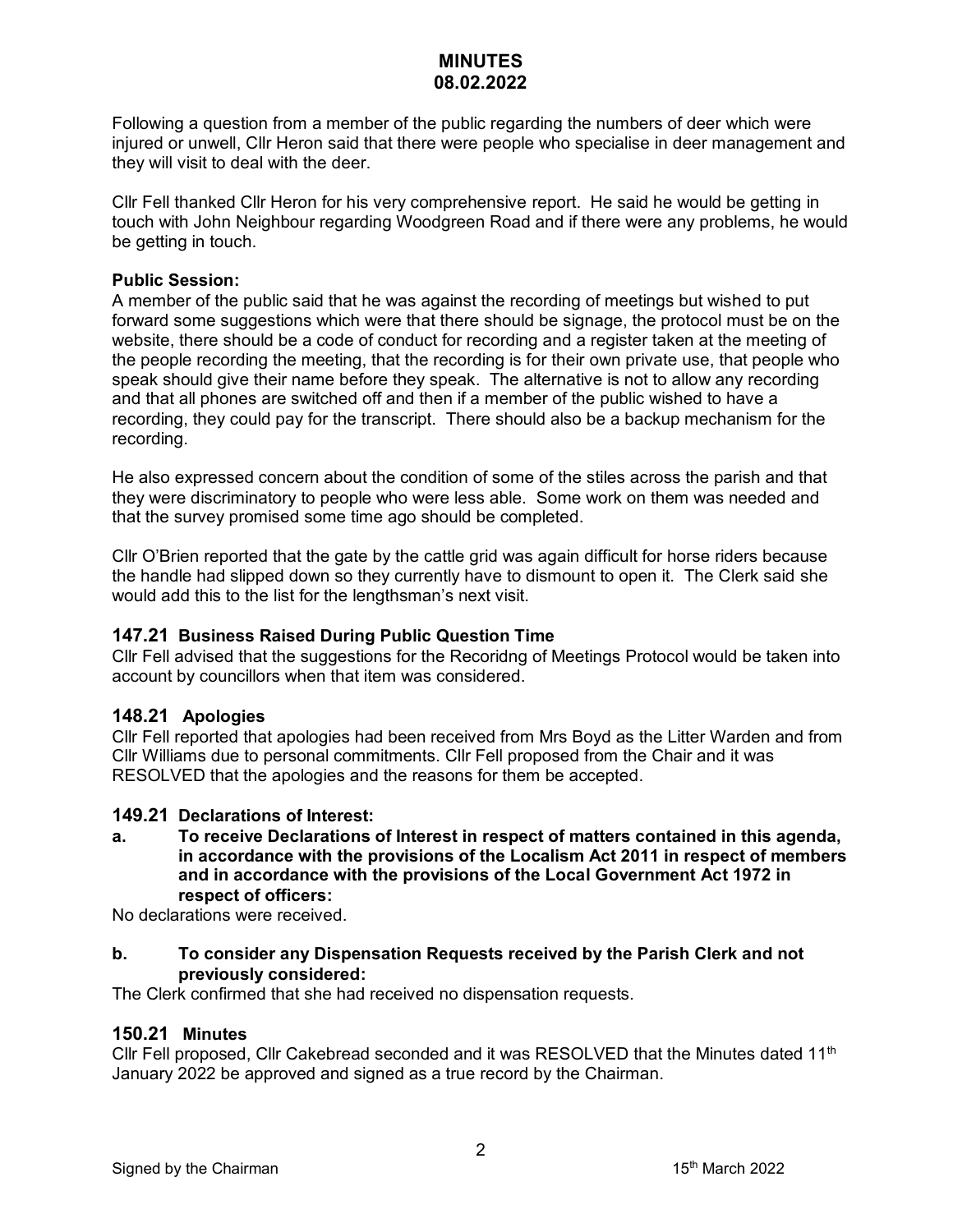Following a question from a member of the public regarding the numbers of deer which were injured or unwell, Cllr Heron said that there were people who specialise in deer management and they will visit to deal with the deer.

Cllr Fell thanked Cllr Heron for his very comprehensive report. He said he would be getting in touch with John Neighbour regarding Woodgreen Road and if there were any problems, he would be getting in touch.

**Public Session:**
A member of the public said that he was against the recording of meetings but wished to put forward some suggestions which were that there should be signage, the protocol must be on the website, there should be a code of conduct for recording and a register taken at the meeting of the people recording the meeting, that the recording is for their own private use, that people who speak should give their name before they speak. The alternative is not to allow any recording and that all phones are switched off and then if a member of the public wished to have a recording, they could pay for the transcript. There should also be a backup mechanism for the recording.

He also expressed concern about the condition of some of the stiles across the parish and that they were discriminatory to people who were less able. Some work on them was needed and that the survey promised some time ago should be completed.

Cllr O'Brien reported that the gate by the cattle grid was again difficult for horse riders because the handle had slipped down so they currently have to dismount to open it. The Clerk said she would add this to the list for the lengthsman's next visit.

## 147.21 Business Raised During Public Question Time

Cllr Fell advised that the suggestions for the Recoridng of Meetings Protocol would be taken into account by councillors when that item was considered.

## 148.21 Apologies

Cllr Fell reported that apologies had been received from Mrs Boyd as the Litter Warden and from Cllr Williams due to personal commitments. Cllr Fell proposed from the Chair and it was RESOLVED that the apologies and the reasons for them be accepted.

## 149.21 Declarations of Interest:

**a. To receive Declarations of Interest in respect of matters contained in this agenda, in accordance with the provisions of the Localism Act 2011 in respect of members and in accordance with the provisions of the Local Government Act 1972 in respect of officers:**

No declarations were received.

**b. To consider any Dispensation Requests received by the Parish Clerk and not previously considered:**

The Clerk confirmed that she had received no dispensation requests.

## 150.21 Minutes

Cllr Fell proposed, Cllr Cakebread seconded and it was RESOLVED that the Minutes dated 11th January 2022 be approved and signed as a true record by the Chairman.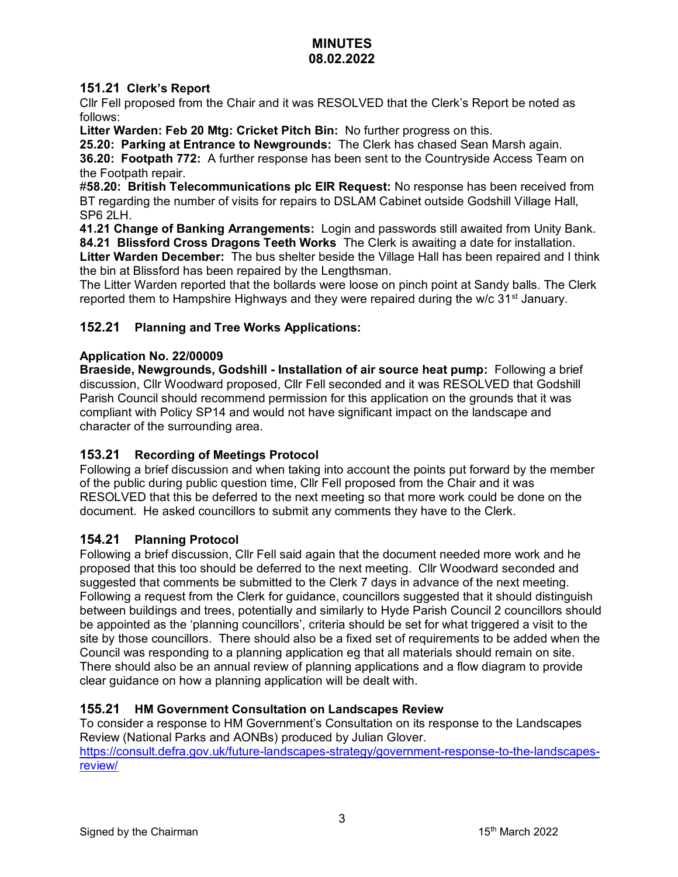# MINUTES
## 08.02.2022

### 151.21 Clerk's Report

Cllr Fell proposed from the Chair and it was RESOLVED that the Clerk's Report be noted as follows:

**Litter Warden: Feb 20 Mtg: Cricket Pitch Bin:** No further progress on this.

**25.20: Parking at Entrance to Newgrounds:** The Clerk has chased Sean Marsh again.

**36.20: Footpath 772:** A further response has been sent to the Countryside Access Team on the Footpath repair.

**#58.20: British Telecommunications plc EIR Request:** No response has been received from BT regarding the number of visits for repairs to DSLAM Cabinet outside Godshill Village Hall, SP6 2LH.

**41.21 Change of Banking Arrangements:** Login and passwords still awaited from Unity Bank.

**84.21 Blissford Cross Dragons Teeth Works** The Clerk is awaiting a date for installation.

**Litter Warden December:** The bus shelter beside the Village Hall has been repaired and I think the bin at Blissford has been repaired by the Lengthsman.

The Litter Warden reported that the bollards were loose on pinch point at Sandy balls. The Clerk reported them to Hampshire Highways and they were repaired during the w/c 31st January.

### 152.21 Planning and Tree Works Applications:

**Application No. 22/00009**

**Braeside, Newgrounds, Godshill - Installation of air source heat pump:** Following a brief discussion, Cllr Woodward proposed, Cllr Fell seconded and it was RESOLVED that Godshill Parish Council should recommend permission for this application on the grounds that it was compliant with Policy SP14 and would not have significant impact on the landscape and character of the surrounding area.

### 153.21 Recording of Meetings Protocol

Following a brief discussion and when taking into account the points put forward by the member of the public during public question time, Cllr Fell proposed from the Chair and it was RESOLVED that this be deferred to the next meeting so that more work could be done on the document. He asked councillors to submit any comments they have to the Clerk.

### 154.21 Planning Protocol

Following a brief discussion, Cllr Fell said again that the document needed more work and he proposed that this too should be deferred to the next meeting. Cllr Woodward seconded and suggested that comments be submitted to the Clerk 7 days in advance of the next meeting. Following a request from the Clerk for guidance, councillors suggested that it should distinguish between buildings and trees, potentially and similarly to Hyde Parish Council 2 councillors should be appointed as the 'planning councillors', criteria should be set for what triggered a visit to the site by those councillors. There should also be a fixed set of requirements to be added when the Council was responding to a planning application eg that all materials should remain on site. There should also be an annual review of planning applications and a flow diagram to provide clear guidance on how a planning application will be dealt with.

### 155.21 HM Government Consultation on Landscapes Review

To consider a response to HM Government's Consultation on its response to the Landscapes Review (National Parks and AONBs) produced by Julian Glover.
https://consult.defra.gov.uk/future-landscapes-strategy/government-response-to-the-landscapes-review/

Signed by the Chairman 15th March 2022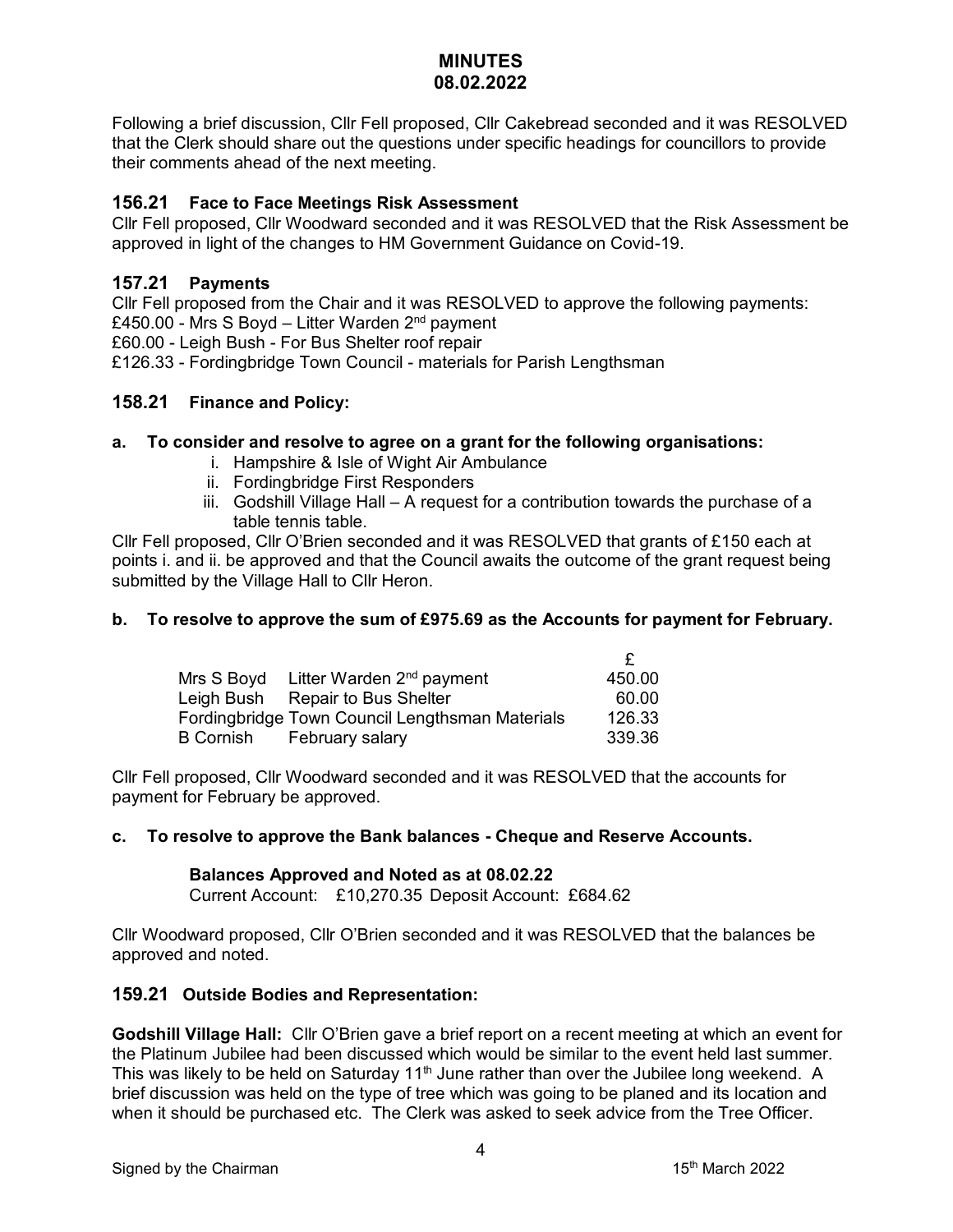# MINUTES 08.02.2022

Following a brief discussion, Cllr Fell proposed, Cllr Cakebread seconded and it was RESOLVED that the Clerk should share out the questions under specific headings for councillors to provide their comments ahead of the next meeting.

### 156.21 Face to Face Meetings Risk Assessment

Cllr Fell proposed, Cllr Woodward seconded and it was RESOLVED that the Risk Assessment be approved in light of the changes to HM Government Guidance on Covid-19.

### 157.21 Payments

Cllr Fell proposed from the Chair and it was RESOLVED to approve the following payments:
£450.00 - Mrs S Boyd – Litter Warden 2nd payment
£60.00 - Leigh Bush - For Bus Shelter roof repair
£126.33 - Fordingbridge Town Council - materials for Parish Lengthsman

### 158.21 Finance and Policy:

**a. To consider and resolve to agree on a grant for the following organisations:**

i. Hampshire & Isle of Wight Air Ambulance
ii. Fordingbridge First Responders
iii. Godshill Village Hall – A request for a contribution towards the purchase of a table tennis table.

Cllr Fell proposed, Cllr O'Brien seconded and it was RESOLVED that grants of £150 each at points i. and ii. be approved and that the Council awaits the outcome of the grant request being submitted by the Village Hall to Cllr Heron.

**b. To resolve to approve the sum of £975.69 as the Accounts for payment for February.**

| | | £ |
|---|---|---|
| Mrs S Boyd | Litter Warden 2nd payment | 450.00 |
| Leigh Bush | Repair to Bus Shelter | 60.00 |
| Fordingbridge Town Council | Lengthsman Materials | 126.33 |
| B Cornish | February salary | 339.36 |

Cllr Fell proposed, Cllr Woodward seconded and it was RESOLVED that the accounts for payment for February be approved.

**c. To resolve to approve the Bank balances - Cheque and Reserve Accounts.**

**Balances Approved and Noted as at 08.02.22**
Current Account: £10,270.35 Deposit Account: £684.62

Cllr Woodward proposed, Cllr O'Brien seconded and it was RESOLVED that the balances be approved and noted.

### 159.21 Outside Bodies and Representation:

**Godshill Village Hall:** Cllr O'Brien gave a brief report on a recent meeting at which an event for the Platinum Jubilee had been discussed which would be similar to the event held last summer. This was likely to be held on Saturday 11th June rather than over the Jubilee long weekend. A brief discussion was held on the type of tree which was going to be planed and its location and when it should be purchased etc. The Clerk was asked to seek advice from the Tree Officer.

Signed by the Chairman 15th March 2022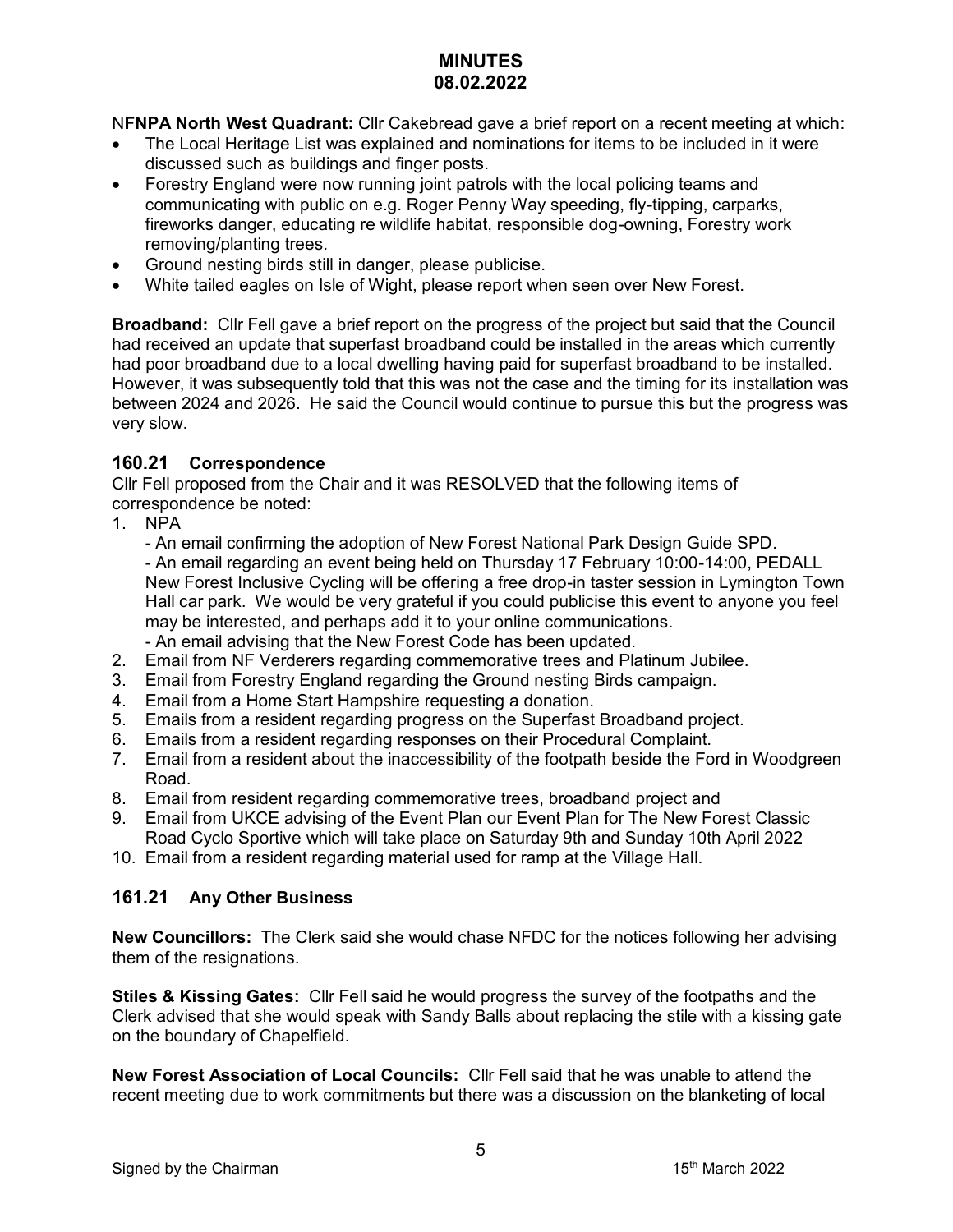**MINUTES**
**08.02.2022**

N**FNPA North West Quadrant:** Cllr Cakebread gave a brief report on a recent meeting at which:

- The Local Heritage List was explained and nominations for items to be included in it were discussed such as buildings and finger posts.
- Forestry England were now running joint patrols with the local policing teams and communicating with public on e.g. Roger Penny Way speeding, fly-tipping, carparks, fireworks danger, educating re wildlife habitat, responsible dog-owning, Forestry work removing/planting trees.
- Ground nesting birds still in danger, please publicise.
- White tailed eagles on Isle of Wight, please report when seen over New Forest.

**Broadband:** Cllr Fell gave a brief report on the progress of the project but said that the Council had received an update that superfast broadband could be installed in the areas which currently had poor broadband due to a local dwelling having paid for superfast broadband to be installed. However, it was subsequently told that this was not the case and the timing for its installation was between 2024 and 2026. He said the Council would continue to pursue this but the progress was very slow.

## 160.21 Correspondence

Cllr Fell proposed from the Chair and it was RESOLVED that the following items of correspondence be noted:

1. NPA
   - An email confirming the adoption of New Forest National Park Design Guide SPD.
   - An email regarding an event being held on Thursday 17 February 10:00-14:00, PEDALL New Forest Inclusive Cycling will be offering a free drop-in taster session in Lymington Town Hall car park. We would be very grateful if you could publicise this event to anyone you feel may be interested, and perhaps add it to your online communications.
   - An email advising that the New Forest Code has been updated.
2. Email from NF Verderers regarding commemorative trees and Platinum Jubilee.
3. Email from Forestry England regarding the Ground nesting Birds campaign.
4. Email from a Home Start Hampshire requesting a donation.
5. Emails from a resident regarding progress on the Superfast Broadband project.
6. Emails from a resident regarding responses on their Procedural Complaint.
7. Email from a resident about the inaccessibility of the footpath beside the Ford in Woodgreen Road.
8. Email from resident regarding commemorative trees, broadband project and
9. Email from UKCE advising of the Event Plan our Event Plan for The New Forest Classic Road Cyclo Sportive which will take place on Saturday 9th and Sunday 10th April 2022
10. Email from a resident regarding material used for ramp at the Village Hall.

## 161.21 Any Other Business

**New Councillors:** The Clerk said she would chase NFDC for the notices following her advising them of the resignations.

**Stiles & Kissing Gates:** Cllr Fell said he would progress the survey of the footpaths and the Clerk advised that she would speak with Sandy Balls about replacing the stile with a kissing gate on the boundary of Chapelfield.

**New Forest Association of Local Councils:** Cllr Fell said that he was unable to attend the recent meeting due to work commitments but there was a discussion on the blanketing of local

Signed by the Chairman 15th March 2022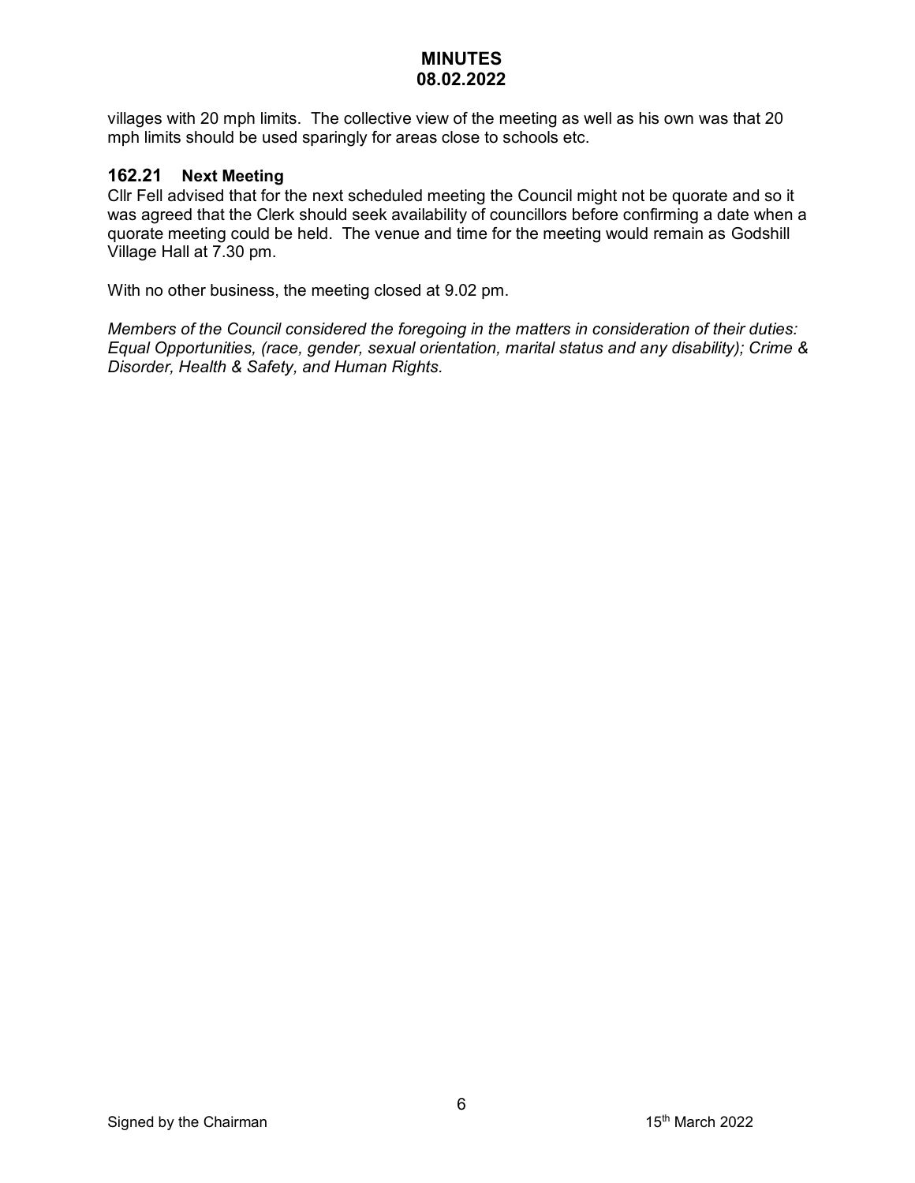villages with 20 mph limits. The collective view of the meeting as well as his own was that 20 mph limits should be used sparingly for areas close to schools etc.

### 162.21 Next Meeting

Cllr Fell advised that for the next scheduled meeting the Council might not be quorate and so it was agreed that the Clerk should seek availability of councillors before confirming a date when a quorate meeting could be held. The venue and time for the meeting would remain as Godshill Village Hall at 7.30 pm.

With no other business, the meeting closed at 9.02 pm.

*Members of the Council considered the foregoing in the matters in consideration of their duties: Equal Opportunities, (race, gender, sexual orientation, marital status and any disability); Crime & Disorder, Health & Safety, and Human Rights.*

Signed by the Chairman 15th March 2022